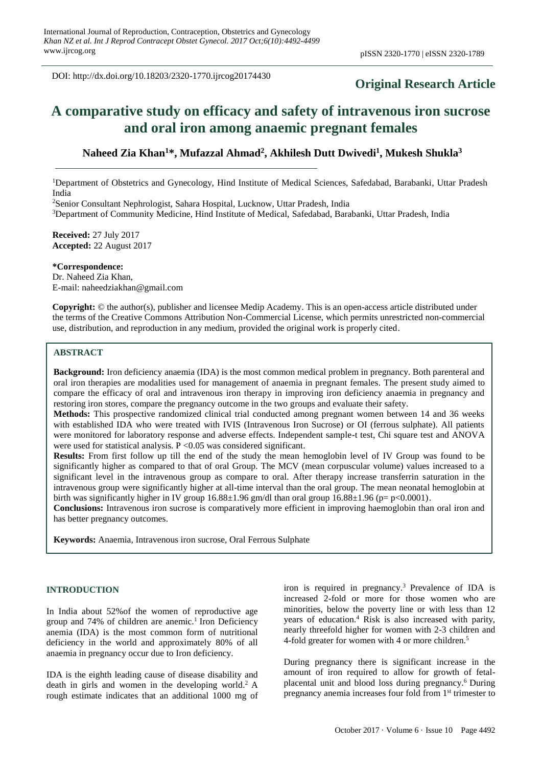DOI: http://dx.doi.org/10.18203/2320-1770.ijrcog20174430

**Original Research Article**

# A comparative study on efficacy and safety of intravenous iron sucrose and oral iron among anaemic pregnant females

**Naheed Zia Khan[1]*, Mufazzal Ahmad[2], Akhilesh Dutt Dwivedi[1], Mukesh Shukla[3]**

[1]Department of Obstetrics and Gynecology, Hind Institute of Medical Sciences, Safedabad, Barabanki, Uttar Pradesh India

[2]Senior Consultant Nephrologist, Sahara Hospital, Lucknow, Uttar Pradesh, India

[3]Department of Community Medicine, Hind Institute of Medical, Safedabad, Barabanki, Uttar Pradesh, India

**Received:** 27 July 2017
**Accepted:** 22 August 2017

**\*Correspondence:**
Dr. Naheed Zia Khan,
E-mail: naheedziakhan@gmail.com

**Copyright:** © the author(s), publisher and licensee Medip Academy. This is an open-access article distributed under the terms of the Creative Commons Attribution Non-Commercial License, which permits unrestricted non-commercial use, distribution, and reproduction in any medium, provided the original work is properly cited.

## ABSTRACT

**Background:** Iron deficiency anaemia (IDA) is the most common medical problem in pregnancy. Both parenteral and oral iron therapies are modalities used for management of anaemia in pregnant females. The present study aimed to compare the efficacy of oral and intravenous iron therapy in improving iron deficiency anaemia in pregnancy and restoring iron stores, compare the pregnancy outcome in the two groups and evaluate their safety.

**Methods:** This prospective randomized clinical trial conducted among pregnant women between 14 and 36 weeks with established IDA who were treated with IVIS (Intravenous Iron Sucrose) or OI (ferrous sulphate). All patients were monitored for laboratory response and adverse effects. Independent sample-t test, Chi square test and ANOVA were used for statistical analysis. P <0.05 was considered significant.

**Results:** From first follow up till the end of the study the mean hemoglobin level of IV Group was found to be significantly higher as compared to that of oral Group. The MCV (mean corpuscular volume) values increased to a significant level in the intravenous group as compare to oral. After therapy increase transferrin saturation in the intravenous group were significantly higher at all-time interval than the oral group. The mean neonatal hemoglobin at birth was significantly higher in IV group 16.88±1.96 gm/dl than oral group 16.88±1.96 (p= p<0.0001).

**Conclusions:** Intravenous iron sucrose is comparatively more efficient in improving haemoglobin than oral iron and has better pregnancy outcomes.

**Keywords:** Anaemia, Intravenous iron sucrose, Oral Ferrous Sulphate

## INTRODUCTION

In India about 52%of the women of reproductive age group and 74% of children are anemic.[1] Iron Deficiency anemia (IDA) is the most common form of nutritional deficiency in the world and approximately 80% of all anaemia in pregnancy occur due to Iron deficiency.

IDA is the eighth leading cause of disease disability and death in girls and women in the developing world.[2] A rough estimate indicates that an additional 1000 mg of iron is required in pregnancy.[3] Prevalence of IDA is increased 2-fold or more for those women who are minorities, below the poverty line or with less than 12 years of education.[4] Risk is also increased with parity, nearly threefold higher for women with 2-3 children and 4-fold greater for women with 4 or more children.[5]

During pregnancy there is significant increase in the amount of iron required to allow for growth of fetal-placental unit and blood loss during pregnancy.[6] During pregnancy anemia increases four fold from 1st trimester to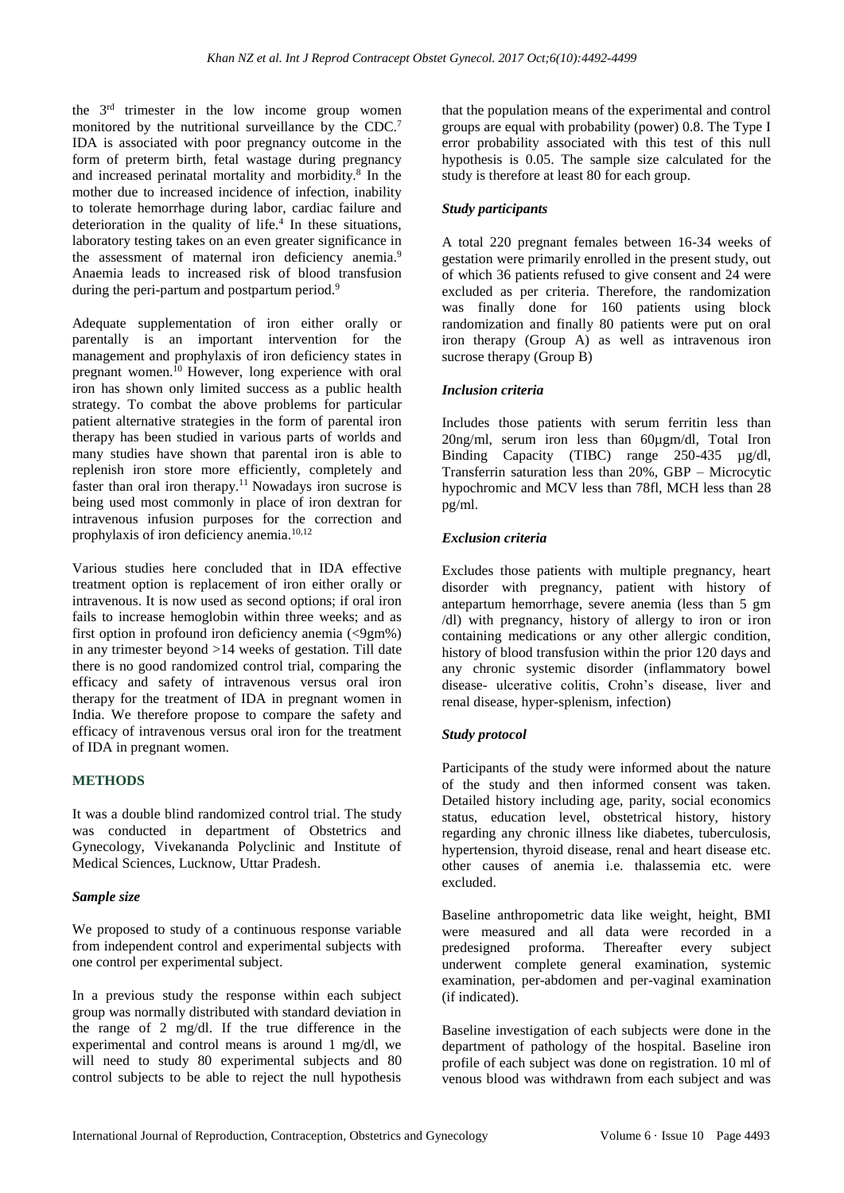the 3rd trimester in the low income group women monitored by the nutritional surveillance by the CDC.[7] IDA is associated with poor pregnancy outcome in the form of preterm birth, fetal wastage during pregnancy and increased perinatal mortality and morbidity.[8] In the mother due to increased incidence of infection, inability to tolerate hemorrhage during labor, cardiac failure and deterioration in the quality of life.[4] In these situations, laboratory testing takes on an even greater significance in the assessment of maternal iron deficiency anemia.[9] Anaemia leads to increased risk of blood transfusion during the peri-partum and postpartum period.[9]

Adequate supplementation of iron either orally or parentally is an important intervention for the management and prophylaxis of iron deficiency states in pregnant women.[10] However, long experience with oral iron has shown only limited success as a public health strategy. To combat the above problems for particular patient alternative strategies in the form of parental iron therapy has been studied in various parts of worlds and many studies have shown that parental iron is able to replenish iron store more efficiently, completely and faster than oral iron therapy.[11] Nowadays iron sucrose is being used most commonly in place of iron dextran for intravenous infusion purposes for the correction and prophylaxis of iron deficiency anemia.[10,12]

Various studies here concluded that in IDA effective treatment option is replacement of iron either orally or intravenous. It is now used as second options; if oral iron fails to increase hemoglobin within three weeks; and as first option in profound iron deficiency anemia (<9gm%) in any trimester beyond >14 weeks of gestation. Till date there is no good randomized control trial, comparing the efficacy and safety of intravenous versus oral iron therapy for the treatment of IDA in pregnant women in India. We therefore propose to compare the safety and efficacy of intravenous versus oral iron for the treatment of IDA in pregnant women.

## METHODS

It was a double blind randomized control trial. The study was conducted in department of Obstetrics and Gynecology, Vivekananda Polyclinic and Institute of Medical Sciences, Lucknow, Uttar Pradesh.

### *Sample size*

We proposed to study of a continuous response variable from independent control and experimental subjects with one control per experimental subject.

In a previous study the response within each subject group was normally distributed with standard deviation in the range of 2 mg/dl. If the true difference in the experimental and control means is around 1 mg/dl, we will need to study 80 experimental subjects and 80 control subjects to be able to reject the null hypothesis that the population means of the experimental and control groups are equal with probability (power) 0.8. The Type I error probability associated with this test of this null hypothesis is 0.05. The sample size calculated for the study is therefore at least 80 for each group.

### *Study participants*

A total 220 pregnant females between 16-34 weeks of gestation were primarily enrolled in the present study, out of which 36 patients refused to give consent and 24 were excluded as per criteria. Therefore, the randomization was finally done for 160 patients using block randomization and finally 80 patients were put on oral iron therapy (Group A) as well as intravenous iron sucrose therapy (Group B)

### *Inclusion criteria*

Includes those patients with serum ferritin less than 20ng/ml, serum iron less than 60µgm/dl, Total Iron Binding Capacity (TIBC) range 250-435 µg/dl, Transferrin saturation less than 20%, GBP – Microcytic hypochromic and MCV less than 78fl, MCH less than 28 pg/ml.

### *Exclusion criteria*

Excludes those patients with multiple pregnancy, heart disorder with pregnancy, patient with history of antepartum hemorrhage, severe anemia (less than 5 gm /dl) with pregnancy, history of allergy to iron or iron containing medications or any other allergic condition, history of blood transfusion within the prior 120 days and any chronic systemic disorder (inflammatory bowel disease- ulcerative colitis, Crohn's disease, liver and renal disease, hyper-splenism, infection)

### *Study protocol*

Participants of the study were informed about the nature of the study and then informed consent was taken. Detailed history including age, parity, social economics status, education level, obstetrical history, history regarding any chronic illness like diabetes, tuberculosis, hypertension, thyroid disease, renal and heart disease etc. other causes of anemia i.e. thalassemia etc. were excluded.

Baseline anthropometric data like weight, height, BMI were measured and all data were recorded in a predesigned proforma. Thereafter every subject underwent complete general examination, systemic examination, per-abdomen and per-vaginal examination (if indicated).

Baseline investigation of each subjects were done in the department of pathology of the hospital. Baseline iron profile of each subject was done on registration. 10 ml of venous blood was withdrawn from each subject and was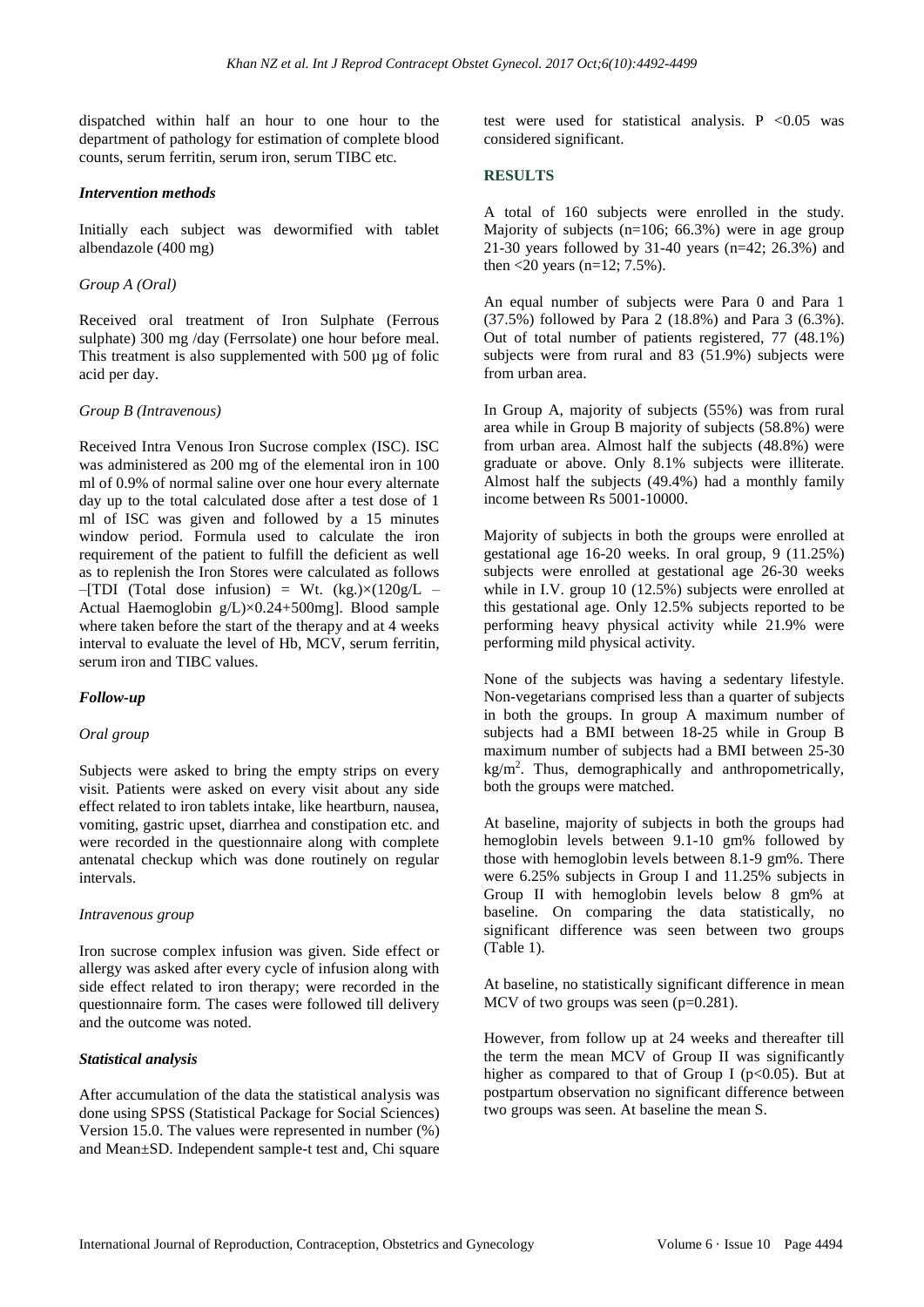dispatched within half an hour to one hour to the department of pathology for estimation of complete blood counts, serum ferritin, serum iron, serum TIBC etc.

### *Intervention methods*

Initially each subject was dewormified with tablet albendazole (400 mg)

#### *Group A (Oral)*

Received oral treatment of Iron Sulphate (Ferrous sulphate) 300 mg /day (Ferrsolate) one hour before meal. This treatment is also supplemented with 500 µg of folic acid per day.

#### *Group B (Intravenous)*

Received Intra Venous Iron Sucrose complex (ISC). ISC was administered as 200 mg of the elemental iron in 100 ml of 0.9% of normal saline over one hour every alternate day up to the total calculated dose after a test dose of 1 ml of ISC was given and followed by a 15 minutes window period. Formula used to calculate the iron requirement of the patient to fulfill the deficient as well as to replenish the Iron Stores were calculated as follows –[TDI (Total dose infusion) = Wt. (kg.)×(120g/L – Actual Haemoglobin g/L)×0.24+500mg]. Blood sample where taken before the start of the therapy and at 4 weeks interval to evaluate the level of Hb, MCV, serum ferritin, serum iron and TIBC values.

### *Follow-up*

#### *Oral group*

Subjects were asked to bring the empty strips on every visit. Patients were asked on every visit about any side effect related to iron tablets intake, like heartburn, nausea, vomiting, gastric upset, diarrhea and constipation etc. and were recorded in the questionnaire along with complete antenatal checkup which was done routinely on regular intervals.

#### *Intravenous group*

Iron sucrose complex infusion was given. Side effect or allergy was asked after every cycle of infusion along with side effect related to iron therapy; were recorded in the questionnaire form. The cases were followed till delivery and the outcome was noted.

### *Statistical analysis*

After accumulation of the data the statistical analysis was done using SPSS (Statistical Package for Social Sciences) Version 15.0. The values were represented in number (%) and Mean±SD. Independent sample-t test and, Chi square test were used for statistical analysis. $P < 0.05$ was considered significant.

## RESULTS

A total of 160 subjects were enrolled in the study. Majority of subjects (n=106; 66.3%) were in age group 21-30 years followed by 31-40 years (n=42; 26.3%) and then <20 years (n=12; 7.5%).

An equal number of subjects were Para 0 and Para 1 (37.5%) followed by Para 2 (18.8%) and Para 3 (6.3%). Out of total number of patients registered, 77 (48.1%) subjects were from rural and 83 (51.9%) subjects were from urban area.

In Group A, majority of subjects (55%) was from rural area while in Group B majority of subjects (58.8%) were from urban area. Almost half the subjects (48.8%) were graduate or above. Only 8.1% subjects were illiterate. Almost half the subjects (49.4%) had a monthly family income between Rs 5001-10000.

Majority of subjects in both the groups were enrolled at gestational age 16-20 weeks. In oral group, 9 (11.25%) subjects were enrolled at gestational age 26-30 weeks while in I.V. group 10 (12.5%) subjects were enrolled at this gestational age. Only 12.5% subjects reported to be performing heavy physical activity while 21.9% were performing mild physical activity.

None of the subjects was having a sedentary lifestyle. Non-vegetarians comprised less than a quarter of subjects in both the groups. In group A maximum number of subjects had a BMI between 18-25 while in Group B maximum number of subjects had a BMI between 25-30 kg/m$^2$. Thus, demographically and anthropometrically, both the groups were matched.

At baseline, majority of subjects in both the groups had hemoglobin levels between 9.1-10 gm% followed by those with hemoglobin levels between 8.1-9 gm%. There were 6.25% subjects in Group I and 11.25% subjects in Group II with hemoglobin levels below 8 gm% at baseline. On comparing the data statistically, no significant difference was seen between two groups (Table 1).

At baseline, no statistically significant difference in mean MCV of two groups was seen (p=0.281).

However, from follow up at 24 weeks and thereafter till the term the mean MCV of Group II was significantly higher as compared to that of Group I ($p<0.05$). But at postpartum observation no significant difference between two groups was seen. At baseline the mean S.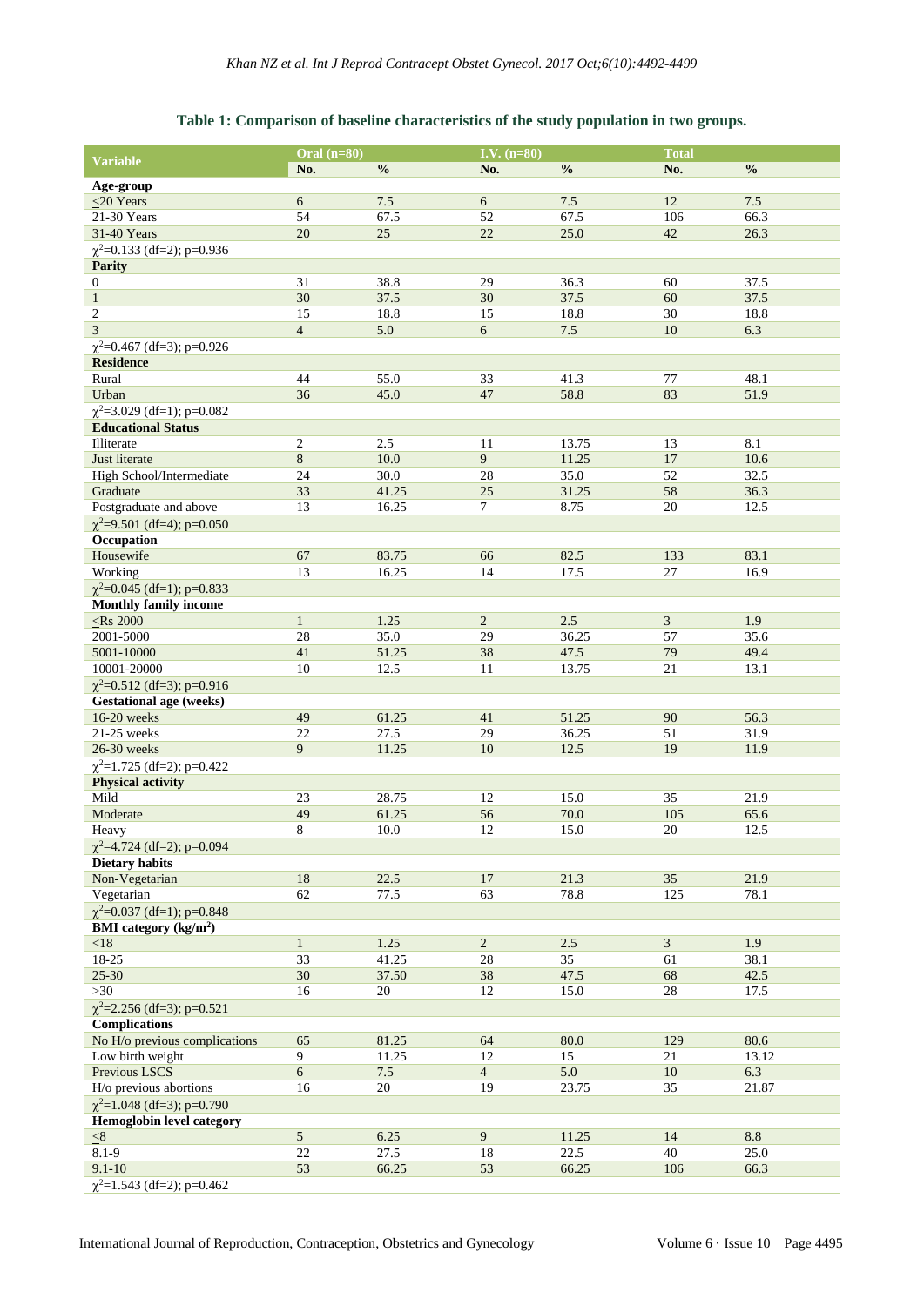**Table 1: Comparison of baseline characteristics of the study population in two groups.**

| Variable | Oral (n=80) | | I.V. (n=80) | | Total | |
|---|---|---|---|---|---|---|
| | No. | % | No. | % | No. | % |
| **Age-group** | | | | | | |
| ≤20 Years | 6 | 7.5 | 6 | 7.5 | 12 | 7.5 |
| 21-30 Years | 54 | 67.5 | 52 | 67.5 | 106 | 66.3 |
| 31-40 Years | 20 | 25 | 22 | 25.0 | 42 | 26.3 |
| $\chi^2$=0.133 (df=2); p=0.936 | | | | | | |
| **Parity** | | | | | | |
| 0 | 31 | 38.8 | 29 | 36.3 | 60 | 37.5 |
| 1 | 30 | 37.5 | 30 | 37.5 | 60 | 37.5 |
| 2 | 15 | 18.8 | 15 | 18.8 | 30 | 18.8 |
| 3 | 4 | 5.0 | 6 | 7.5 | 10 | 6.3 |
| $\chi^2$=0.467 (df=3); p=0.926 | | | | | | |
| **Residence** | | | | | | |
| Rural | 44 | 55.0 | 33 | 41.3 | 77 | 48.1 |
| Urban | 36 | 45.0 | 47 | 58.8 | 83 | 51.9 |
| $\chi^2$=3.029 (df=1); p=0.082 | | | | | | |
| **Educational Status** | | | | | | |
| Illiterate | 2 | 2.5 | 11 | 13.75 | 13 | 8.1 |
| Just literate | 8 | 10.0 | 9 | 11.25 | 17 | 10.6 |
| High School/Intermediate | 24 | 30.0 | 28 | 35.0 | 52 | 32.5 |
| Graduate | 33 | 41.25 | 25 | 31.25 | 58 | 36.3 |
| Postgraduate and above | 13 | 16.25 | 7 | 8.75 | 20 | 12.5 |
| $\chi^2$=9.501 (df=4); p=0.050 | | | | | | |
| **Occupation** | | | | | | |
| Housewife | 67 | 83.75 | 66 | 82.5 | 133 | 83.1 |
| Working | 13 | 16.25 | 14 | 17.5 | 27 | 16.9 |
| $\chi^2$=0.045 (df=1); p=0.833 | | | | | | |
| **Monthly family income** | | | | | | |
| ≤Rs 2000 | 1 | 1.25 | 2 | 2.5 | 3 | 1.9 |
| 2001-5000 | 28 | 35.0 | 29 | 36.25 | 57 | 35.6 |
| 5001-10000 | 41 | 51.25 | 38 | 47.5 | 79 | 49.4 |
| 10001-20000 | 10 | 12.5 | 11 | 13.75 | 21 | 13.1 |
| $\chi^2$=0.512 (df=3); p=0.916 | | | | | | |
| **Gestational age (weeks)** | | | | | | |
| 16-20 weeks | 49 | 61.25 | 41 | 51.25 | 90 | 56.3 |
| 21-25 weeks | 22 | 27.5 | 29 | 36.25 | 51 | 31.9 |
| 26-30 weeks | 9 | 11.25 | 10 | 12.5 | 19 | 11.9 |
| $\chi^2$=1.725 (df=2); p=0.422 | | | | | | |
| **Physical activity** | | | | | | |
| Mild | 23 | 28.75 | 12 | 15.0 | 35 | 21.9 |
| Moderate | 49 | 61.25 | 56 | 70.0 | 105 | 65.6 |
| Heavy | 8 | 10.0 | 12 | 15.0 | 20 | 12.5 |
| $\chi^2$=4.724 (df=2); p=0.094 | | | | | | |
| **Dietary habits** | | | | | | |
| Non-Vegetarian | 18 | 22.5 | 17 | 21.3 | 35 | 21.9 |
| Vegetarian | 62 | 77.5 | 63 | 78.8 | 125 | 78.1 |
| $\chi^2$=0.037 (df=1); p=0.848 | | | | | | |
| **BMI category (kg/m$^2$)** | | | | | | |
| <18 | 1 | 1.25 | 2 | 2.5 | 3 | 1.9 |
| 18-25 | 33 | 41.25 | 28 | 35 | 61 | 38.1 |
| 25-30 | 30 | 37.50 | 38 | 47.5 | 68 | 42.5 |
| >30 | 16 | 20 | 12 | 15.0 | 28 | 17.5 |
| $\chi^2$=2.256 (df=3); p=0.521 | | | | | | |
| **Complications** | | | | | | |
| No H/o previous complications | 65 | 81.25 | 64 | 80.0 | 129 | 80.6 |
| Low birth weight | 9 | 11.25 | 12 | 15 | 21 | 13.12 |
| Previous LSCS | 6 | 7.5 | 4 | 5.0 | 10 | 6.3 |
| H/o previous abortions | 16 | 20 | 19 | 23.75 | 35 | 21.87 |
| $\chi^2$=1.048 (df=3); p=0.790 | | | | | | |
| **Hemoglobin level category** | | | | | | |
| ≤8 | 5 | 6.25 | 9 | 11.25 | 14 | 8.8 |
| 8.1-9 | 22 | 27.5 | 18 | 22.5 | 40 | 25.0 |
| 9.1-10 | 53 | 66.25 | 53 | 66.25 | 106 | 66.3 |
| $\chi^2$=1.543 (df=2); p=0.462 | | | | | | |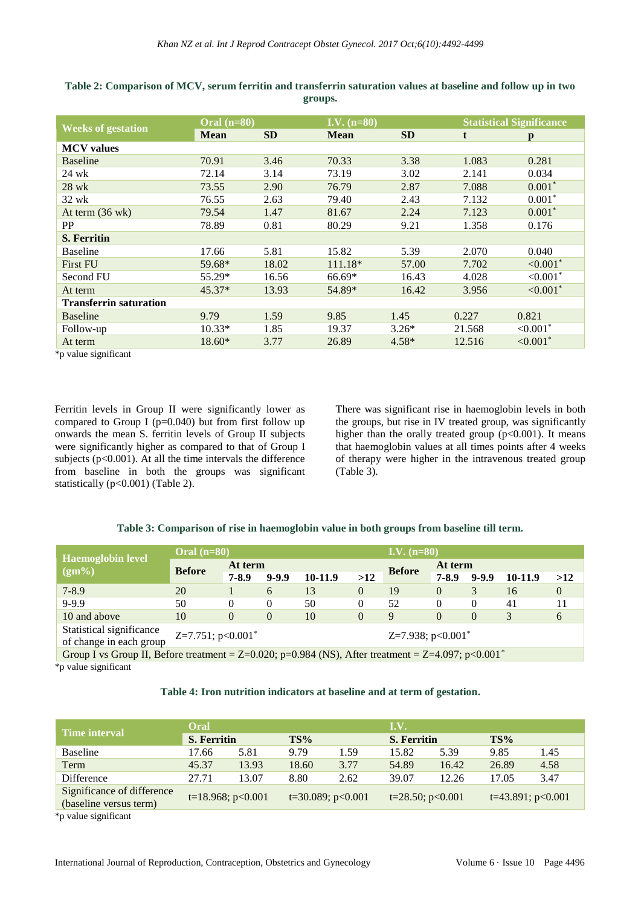**Table 2: Comparison of MCV, serum ferritin and transferrin saturation values at baseline and follow up in two groups.**

| Weeks of gestation | Oral (n=80) | | I.V. (n=80) | | Statistical Significance | |
|---|---|---|---|---|---|---|
| | Mean | SD | Mean | SD | t | p |
| **MCV values** | | | | | | |
| Baseline | 70.91 | 3.46 | 70.33 | 3.38 | 1.083 | 0.281 |
| 24 wk | 72.14 | 3.14 | 73.19 | 3.02 | 2.141 | 0.034 |
| 28 wk | 73.55 | 2.90 | 76.79 | 2.87 | 7.088 | 0.001* |
| 32 wk | 76.55 | 2.63 | 79.40 | 2.43 | 7.132 | 0.001* |
| At term (36 wk) | 79.54 | 1.47 | 81.67 | 2.24 | 7.123 | 0.001* |
| PP | 78.89 | 0.81 | 80.29 | 9.21 | 1.358 | 0.176 |
| **S. Ferritin** | | | | | | |
| Baseline | 17.66 | 5.81 | 15.82 | 5.39 | 2.070 | 0.040 |
| First FU | 59.68* | 18.02 | 111.18* | 57.00 | 7.702 | <0.001* |
| Second FU | 55.29* | 16.56 | 66.69* | 16.43 | 4.028 | <0.001* |
| At term | 45.37* | 13.93 | 54.89* | 16.42 | 3.956 | <0.001* |
| **Transferrin saturation** | | | | | | |
| Baseline | 9.79 | 1.59 | 9.85 | 1.45 | 0.227 | 0.821 |
| Follow-up | 10.33* | 1.85 | 19.37 | 3.26* | 21.568 | <0.001* |
| At term | 18.60* | 3.77 | 26.89 | 4.58* | 12.516 | <0.001* |

*p value significant

Ferritin levels in Group II were significantly lower as compared to Group I (p=0.040) but from first follow up onwards the mean S. ferritin levels of Group II subjects were significantly higher as compared to that of Group I subjects (p<0.001). At all the time intervals the difference from baseline in both the groups was significant statistically (p<0.001) (Table 2).

There was significant rise in haemoglobin levels in both the groups, but rise in IV treated group, was significantly higher than the orally treated group (p<0.001). It means that haemoglobin values at all times points after 4 weeks of therapy were higher in the intravenous treated group (Table 3).

**Table 3: Comparison of rise in haemoglobin value in both groups from baseline till term.**

| Haemoglobin level (gm%) | Oral (n=80) | | | | | I.V. (n=80) | | | | |
|---|---|---|---|---|---|---|---|---|---|---|
| | Before | At term | | | | Before | At term | | | |
| | | 7-8.9 | 9-9.9 | 10-11.9 | >12 | | 7-8.9 | 9-9.9 | 10-11.9 | >12 |
| 7-8.9 | 20 | 1 | 6 | 13 | 0 | 19 | 0 | 3 | 16 | 0 |
| 9-9.9 | 50 | 0 | 0 | 50 | 0 | 52 | 0 | 0 | 41 | 11 |
| 10 and above | 10 | 0 | 0 | 10 | 0 | 9 | 0 | 0 | 3 | 6 |
| Statistical significance of change in each group | Z=7.751; p<0.001* | | | | | Z=7.938; p<0.001* | | | | |
| Group I vs Group II, Before treatment = Z=0.020; p=0.984 (NS), After treatment = Z=4.097; p<0.001* | | | | | | | | | | |

*p value significant

**Table 4: Iron nutrition indicators at baseline and at term of gestation.**

| Time interval | Oral | | | | I.V. | | | |
|---|---|---|---|---|---|---|---|---|
| | S. Ferritin | | TS% | | S. Ferritin | | TS% | |
| Baseline | 17.66 | 5.81 | 9.79 | 1.59 | 15.82 | 5.39 | 9.85 | 1.45 |
| Term | 45.37 | 13.93 | 18.60 | 3.77 | 54.89 | 16.42 | 26.89 | 4.58 |
| Difference | 27.71 | 13.07 | 8.80 | 2.62 | 39.07 | 12.26 | 17.05 | 3.47 |
| Significance of difference (baseline versus term) | t=18.968; p<0.001 | | t=30.089; p<0.001 | | t=28.50; p<0.001 | | t=43.891; p<0.001 | |

*p value significant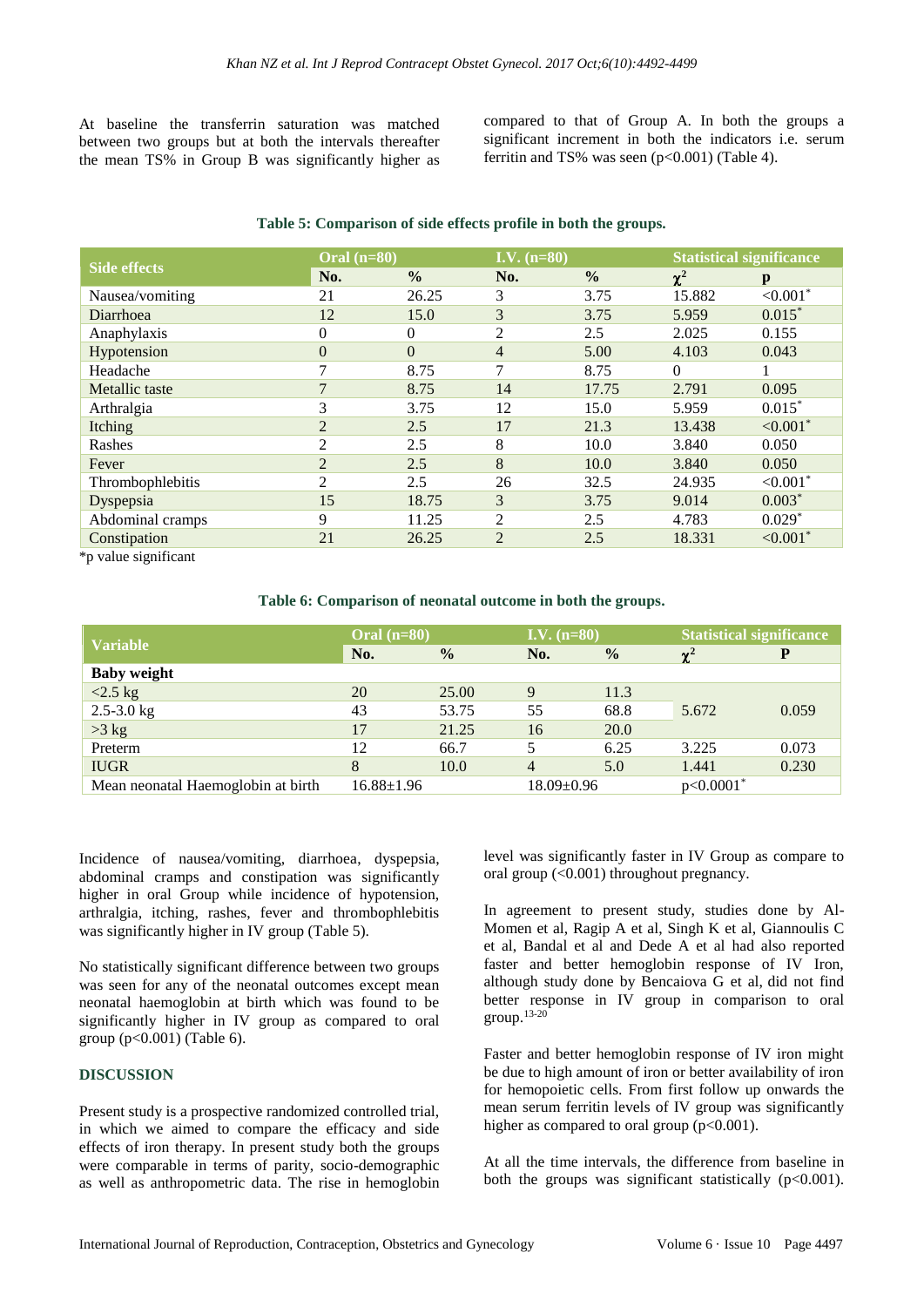At baseline the transferrin saturation was matched between two groups but at both the intervals thereafter the mean TS% in Group B was significantly higher as compared to that of Group A. In both the groups a significant increment in both the indicators i.e. serum ferritin and TS% was seen (p<0.001) (Table 4).

**Table 5: Comparison of side effects profile in both the groups.**

| Side effects | Oral (n=80) | | I.V. (n=80) | | Statistical significance | |
|---|---|---|---|---|---|---|
| | No. | % | No. | % | $\chi^2$ | p |
| Nausea/vomiting | 21 | 26.25 | 3 | 3.75 | 15.882 | <0.001* |
| Diarrhoea | 12 | 15.0 | 3 | 3.75 | 5.959 | 0.015* |
| Anaphylaxis | 0 | 0 | 2 | 2.5 | 2.025 | 0.155 |
| Hypotension | 0 | 0 | 4 | 5.00 | 4.103 | 0.043 |
| Headache | 7 | 8.75 | 7 | 8.75 | 0 | 1 |
| Metallic taste | 7 | 8.75 | 14 | 17.75 | 2.791 | 0.095 |
| Arthralgia | 3 | 3.75 | 12 | 15.0 | 5.959 | 0.015* |
| Itching | 2 | 2.5 | 17 | 21.3 | 13.438 | <0.001* |
| Rashes | 2 | 2.5 | 8 | 10.0 | 3.840 | 0.050 |
| Fever | 2 | 2.5 | 8 | 10.0 | 3.840 | 0.050 |
| Thrombophlebitis | 2 | 2.5 | 26 | 32.5 | 24.935 | <0.001* |
| Dyspepsia | 15 | 18.75 | 3 | 3.75 | 9.014 | 0.003* |
| Abdominal cramps | 9 | 11.25 | 2 | 2.5 | 4.783 | 0.029* |
| Constipation | 21 | 26.25 | 2 | 2.5 | 18.331 | <0.001* |

*p value significant

**Table 6: Comparison of neonatal outcome in both the groups.**

| Variable | Oral (n=80) | | I.V. (n=80) | | Statistical significance | |
|---|---|---|---|---|---|---|
| | No. | % | No. | % | $\chi^2$ | P |
| **Baby weight** | | | | | | |
| <2.5 kg | 20 | 25.00 | 9 | 11.3 | 5.672 | 0.059 |
| 2.5-3.0 kg | 43 | 53.75 | 55 | 68.8 | | |
| >3 kg | 17 | 21.25 | 16 | 20.0 | | |
| Preterm | 12 | 66.7 | 5 | 6.25 | 3.225 | 0.073 |
| IUGR | 8 | 10.0 | 4 | 5.0 | 1.441 | 0.230 |
| Mean neonatal Haemoglobin at birth | 16.88±1.96 | | 18.09±0.96 | | p<0.0001* | |

Incidence of nausea/vomiting, diarrhoea, dyspepsia, abdominal cramps and constipation was significantly higher in oral Group while incidence of hypotension, arthralgia, itching, rashes, fever and thrombophlebitis was significantly higher in IV group (Table 5).

No statistically significant difference between two groups was seen for any of the neonatal outcomes except mean neonatal haemoglobin at birth which was found to be significantly higher in IV group as compared to oral group (p<0.001) (Table 6).

## DISCUSSION

Present study is a prospective randomized controlled trial, in which we aimed to compare the efficacy and side effects of iron therapy. In present study both the groups were comparable in terms of parity, socio-demographic as well as anthropometric data. The rise in hemoglobin level was significantly faster in IV Group as compare to oral group (<0.001) throughout pregnancy.

In agreement to present study, studies done by Al-Momen et al, Ragip A et al, Singh K et al, Giannoulis C et al, Bandal et al and Dede A et al had also reported faster and better hemoglobin response of IV Iron, although study done by Bencaiova G et al, did not find better response in IV group in comparison to oral group.[13-20]

Faster and better hemoglobin response of IV iron might be due to high amount of iron or better availability of iron for hemopoietic cells. From first follow up onwards the mean serum ferritin levels of IV group was significantly higher as compared to oral group (p<0.001).

At all the time intervals, the difference from baseline in both the groups was significant statistically (p<0.001).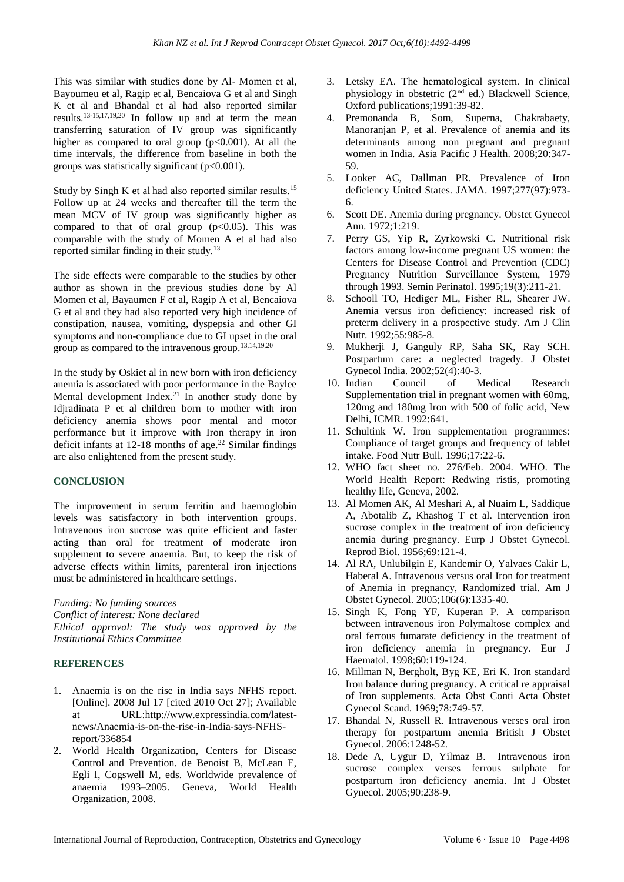This was similar with studies done by Al- Momen et al, Bayoumeu et al, Ragip et al, Bencaiova G et al and Singh K et al and Bhandal et al had also reported similar results.[13-15,17,19,20] In follow up and at term the mean transferring saturation of IV group was significantly higher as compared to oral group ($p<0.001$). At all the time intervals, the difference from baseline in both the groups was statistically significant ($p<0.001$).

Study by Singh K et al had also reported similar results.[15] Follow up at 24 weeks and thereafter till the term the mean MCV of IV group was significantly higher as compared to that of oral group ($p<0.05$). This was comparable with the study of Momen A et al had also reported similar finding in their study.[13]

The side effects were comparable to the studies by other author as shown in the previous studies done by Al Momen et al, Bayaumen F et al, Ragip A et al, Bencaiova G et al and they had also reported very high incidence of constipation, nausea, vomiting, dyspepsia and other GI symptoms and non-compliance due to GI upset in the oral group as compared to the intravenous group.[13,14,19,20]

In the study by Oskiet al in new born with iron deficiency anemia is associated with poor performance in the Baylee Mental development Index.[21] In another study done by Idjradinata P et al children born to mother with iron deficiency anemia shows poor mental and motor performance but it improve with Iron therapy in iron deficit infants at 12-18 months of age.[22] Similar findings are also enlightened from the present study.

## CONCLUSION

The improvement in serum ferritin and haemoglobin levels was satisfactory in both intervention groups. Intravenous iron sucrose was quite efficient and faster acting than oral for treatment of moderate iron supplement to severe anaemia. But, to keep the risk of adverse effects within limits, parenteral iron injections must be administered in healthcare settings.

*Funding: No funding sources*
*Conflict of interest: None declared*
*Ethical approval: The study was approved by the Institutional Ethics Committee*

## REFERENCES

1. Anaemia is on the rise in India says NFHS report. [Online]. 2008 Jul 17 [cited 2010 Oct 27]; Available at URL:http://www.expressindia.com/latest-news/Anaemia-is-on-the-rise-in-India-says-NFHS-report/336854
2. World Health Organization, Centers for Disease Control and Prevention. de Benoist B, McLean E, Egli I, Cogswell M, eds. Worldwide prevalence of anaemia 1993–2005. Geneva, World Health Organization, 2008.
3. Letsky EA. The hematological system. In clinical physiology in obstetric (2nd ed.) Blackwell Science, Oxford publications;1991:39-82.
4. Premonanda B, Som, Superna, Chakrabaety, Manoranjan P, et al. Prevalence of anemia and its determinants among non pregnant and pregnant women in India. Asia Pacific J Health. 2008;20:347-59.
5. Looker AC, Dallman PR. Prevalence of Iron deficiency United States. JAMA. 1997;277(97):973-6.
6. Scott DE. Anemia during pregnancy. Obstet Gynecol Ann. 1972;1:219.
7. Perry GS, Yip R, Zyrkowski C. Nutritional risk factors among low-income pregnant US women: the Centers for Disease Control and Prevention (CDC) Pregnancy Nutrition Surveillance System, 1979 through 1993. Semin Perinatol. 1995;19(3):211-21.
8. Schooll TO, Hediger ML, Fisher RL, Shearer JW. Anemia versus iron deficiency: increased risk of preterm delivery in a prospective study. Am J Clin Nutr. 1992;55:985-8.
9. Mukherji J, Ganguly RP, Saha SK, Ray SCH. Postpartum care: a neglected tragedy. J Obstet Gynecol India. 2002;52(4):40-3.
10. Indian Council of Medical Research Supplementation trial in pregnant women with 60mg, 120mg and 180mg Iron with 500 of folic acid, New Delhi, ICMR. 1992:641.
11. Schultink W. Iron supplementation programmes: Compliance of target groups and frequency of tablet intake. Food Nutr Bull. 1996;17:22-6.
12. WHO fact sheet no. 276/Feb. 2004. WHO. The World Health Report: Redwing ristis, promoting healthy life, Geneva, 2002.
13. Al Momen AK, Al Meshari A, al Nuaim L, Saddique A, Abotalib Z, Khashog T et al. Intervention iron sucrose complex in the treatment of iron deficiency anemia during pregnancy. Eurp J Obstet Gynecol. Reprod Biol. 1956;69:121-4.
14. Al RA, Unlubilgin E, Kandemir O, Yalvaes Cakir L, Haberal A. Intravenous versus oral Iron for treatment of Anemia in pregnancy, Randomized trial. Am J Obstet Gynecol. 2005;106(6):1335-40.
15. Singh K, Fong YF, Kuperan P. A comparison between intravenous iron Polymaltose complex and oral ferrous fumarate deficiency in the treatment of iron deficiency anemia in pregnancy. Eur J Haematol. 1998;60:119-124.
16. Millman N, Bergholt, Byg KE, Eri K. Iron standard Iron balance during pregnancy. A critical re appraisal of Iron supplements. Acta Obst Conti Acta Obstet Gynecol Scand. 1969;78:749-57.
17. Bhandal N, Russell R. Intravenous verses oral iron therapy for postpartum anemia British J Obstet Gynecol. 2006:1248-52.
18. Dede A, Uygur D, Yilmaz B. Intravenous iron sucrose complex verses ferrous sulphate for postpartum iron deficiency anemia. Int J Obstet Gynecol. 2005;90:238-9.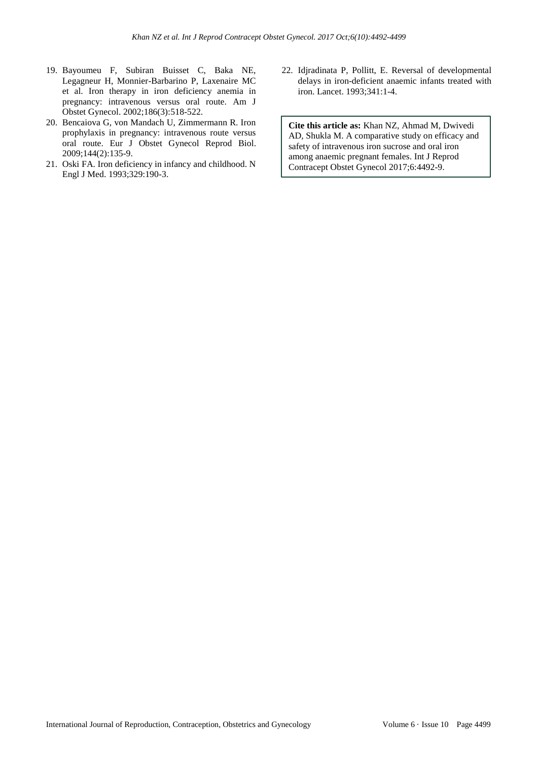19. Bayoumeu F, Subiran Buisset C, Baka NE, Legagneur H, Monnier-Barbarino P, Laxenaire MC et al. Iron therapy in iron deficiency anemia in pregnancy: intravenous versus oral route. Am J Obstet Gynecol. 2002;186(3):518-522.
20. Bencaiova G, von Mandach U, Zimmermann R. Iron prophylaxis in pregnancy: intravenous route versus oral route. Eur J Obstet Gynecol Reprod Biol. 2009;144(2):135-9.
21. Oski FA. Iron deficiency in infancy and childhood. N Engl J Med. 1993;329:190-3.
22. Idjradinata P, Pollitt, E. Reversal of developmental delays in iron-deficient anaemic infants treated with iron. Lancet. 1993;341:1-4.

**Cite this article as:** Khan NZ, Ahmad M, Dwivedi AD, Shukla M. A comparative study on efficacy and safety of intravenous iron sucrose and oral iron among anaemic pregnant females. Int J Reprod Contracept Obstet Gynecol 2017;6:4492-9.